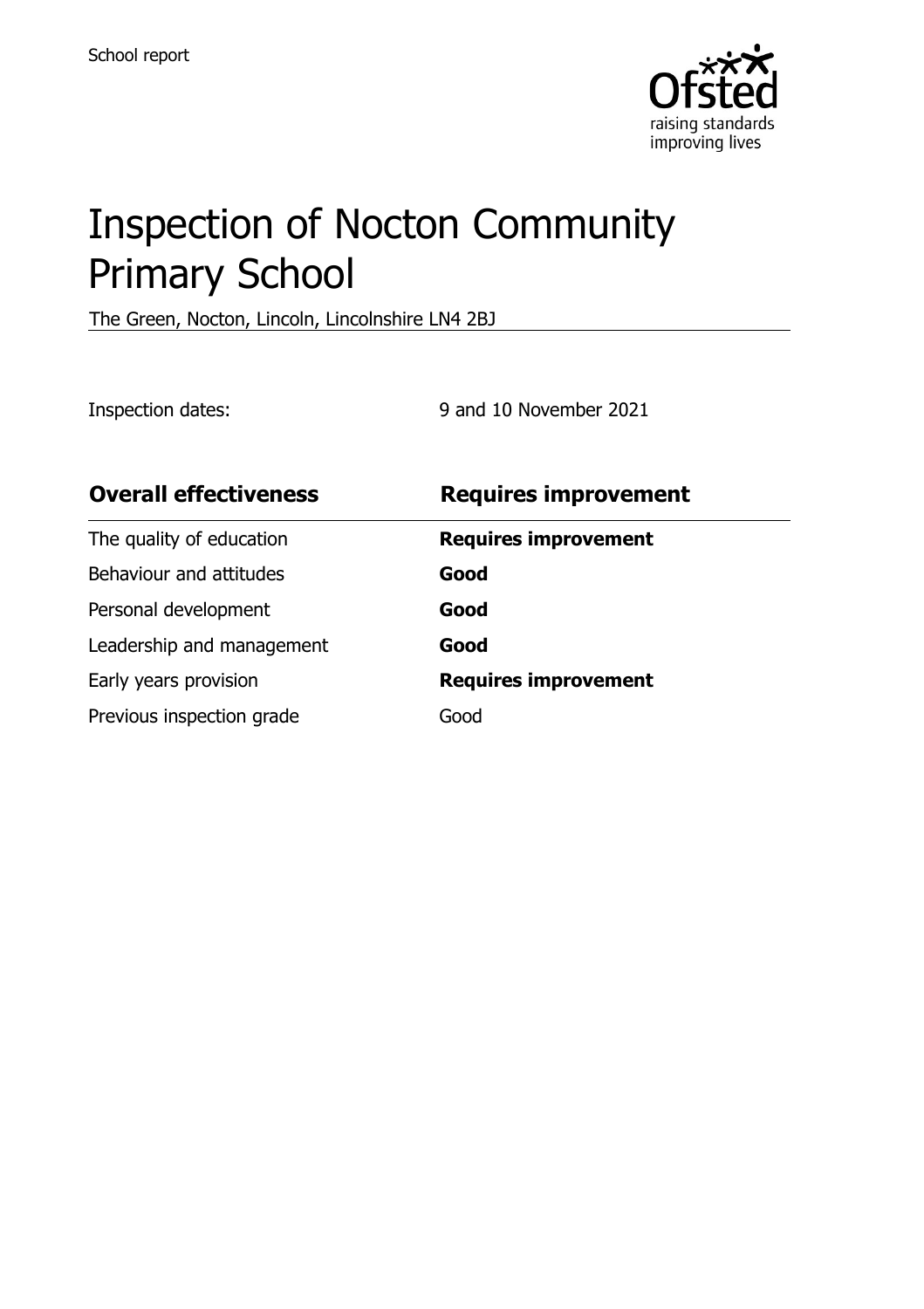School report

# Inspection of Nocton Community Primary School

The Green, Nocton, Lincoln, Lincolnshire LN4 2BJ

Inspection dates: 9 and 10 November 2021

| **Overall effectiveness** | **Requires improvement** |
|---|---|
| The quality of education | **Requires improvement** |
| Behaviour and attitudes | **Good** |
| Personal development | **Good** |
| Leadership and management | **Good** |
| Early years provision | **Requires improvement** |
| Previous inspection grade | Good |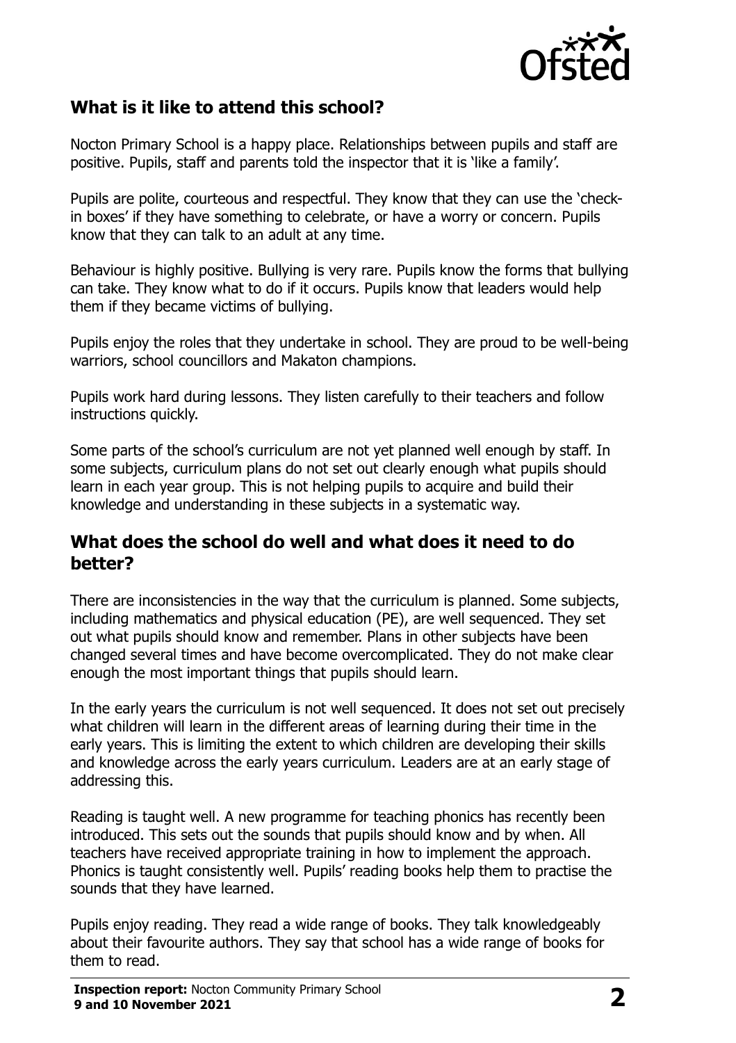## What is it like to attend this school?

Nocton Primary School is a happy place. Relationships between pupils and staff are positive. Pupils, staff and parents told the inspector that it is 'like a family'.

Pupils are polite, courteous and respectful. They know that they can use the 'check-in boxes' if they have something to celebrate, or have a worry or concern. Pupils know that they can talk to an adult at any time.

Behaviour is highly positive. Bullying is very rare. Pupils know the forms that bullying can take. They know what to do if it occurs. Pupils know that leaders would help them if they became victims of bullying.

Pupils enjoy the roles that they undertake in school. They are proud to be well-being warriors, school councillors and Makaton champions.

Pupils work hard during lessons. They listen carefully to their teachers and follow instructions quickly.

Some parts of the school's curriculum are not yet planned well enough by staff. In some subjects, curriculum plans do not set out clearly enough what pupils should learn in each year group. This is not helping pupils to acquire and build their knowledge and understanding in these subjects in a systematic way.

## What does the school do well and what does it need to do better?

There are inconsistencies in the way that the curriculum is planned. Some subjects, including mathematics and physical education (PE), are well sequenced. They set out what pupils should know and remember. Plans in other subjects have been changed several times and have become overcomplicated. They do not make clear enough the most important things that pupils should learn.

In the early years the curriculum is not well sequenced. It does not set out precisely what children will learn in the different areas of learning during their time in the early years. This is limiting the extent to which children are developing their skills and knowledge across the early years curriculum. Leaders are at an early stage of addressing this.

Reading is taught well. A new programme for teaching phonics has recently been introduced. This sets out the sounds that pupils should know and by when. All teachers have received appropriate training in how to implement the approach. Phonics is taught consistently well. Pupils' reading books help them to practise the sounds that they have learned.

Pupils enjoy reading. They read a wide range of books. They talk knowledgeably about their favourite authors. They say that school has a wide range of books for them to read.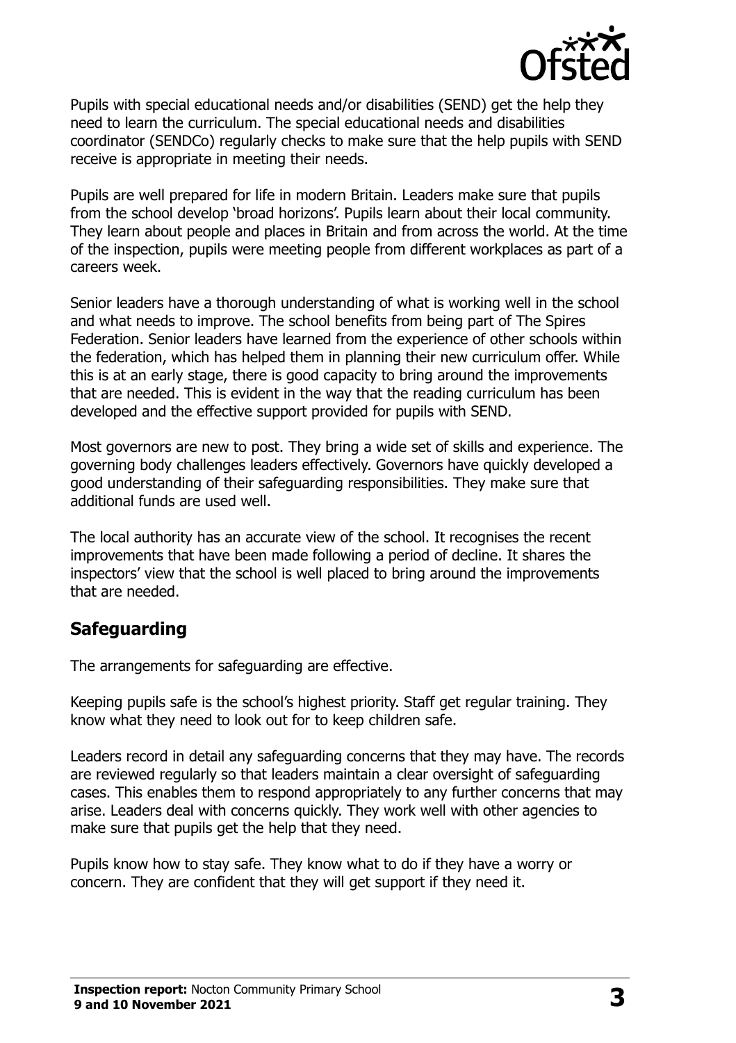Pupils with special educational needs and/or disabilities (SEND) get the help they need to learn the curriculum. The special educational needs and disabilities coordinator (SENDCo) regularly checks to make sure that the help pupils with SEND receive is appropriate in meeting their needs.

Pupils are well prepared for life in modern Britain. Leaders make sure that pupils from the school develop 'broad horizons'. Pupils learn about their local community. They learn about people and places in Britain and from across the world. At the time of the inspection, pupils were meeting people from different workplaces as part of a careers week.

Senior leaders have a thorough understanding of what is working well in the school and what needs to improve. The school benefits from being part of The Spires Federation. Senior leaders have learned from the experience of other schools within the federation, which has helped them in planning their new curriculum offer. While this is at an early stage, there is good capacity to bring around the improvements that are needed. This is evident in the way that the reading curriculum has been developed and the effective support provided for pupils with SEND.

Most governors are new to post. They bring a wide set of skills and experience. The governing body challenges leaders effectively. Governors have quickly developed a good understanding of their safeguarding responsibilities. They make sure that additional funds are used well.

The local authority has an accurate view of the school. It recognises the recent improvements that have been made following a period of decline. It shares the inspectors' view that the school is well placed to bring around the improvements that are needed.

## Safeguarding

The arrangements for safeguarding are effective.

Keeping pupils safe is the school's highest priority. Staff get regular training. They know what they need to look out for to keep children safe.

Leaders record in detail any safeguarding concerns that they may have. The records are reviewed regularly so that leaders maintain a clear oversight of safeguarding cases. This enables them to respond appropriately to any further concerns that may arise. Leaders deal with concerns quickly. They work well with other agencies to make sure that pupils get the help that they need.

Pupils know how to stay safe. They know what to do if they have a worry or concern. They are confident that they will get support if they need it.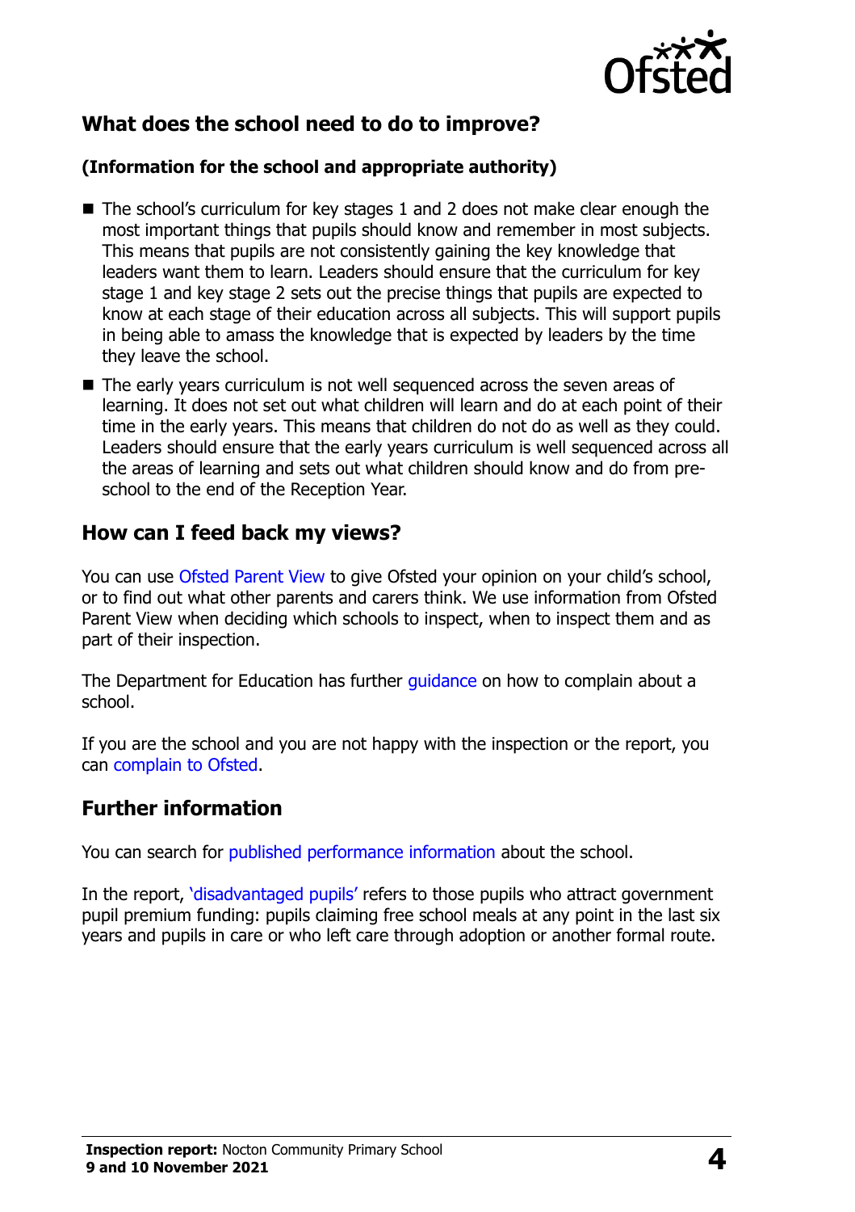## What does the school need to do to improve?

**(Information for the school and appropriate authority)**

- The school's curriculum for key stages 1 and 2 does not make clear enough the most important things that pupils should know and remember in most subjects. This means that pupils are not consistently gaining the key knowledge that leaders want them to learn. Leaders should ensure that the curriculum for key stage 1 and key stage 2 sets out the precise things that pupils are expected to know at each stage of their education across all subjects. This will support pupils in being able to amass the knowledge that is expected by leaders by the time they leave the school.
- The early years curriculum is not well sequenced across the seven areas of learning. It does not set out what children will learn and do at each point of their time in the early years. This means that children do not do as well as they could. Leaders should ensure that the early years curriculum is well sequenced across all the areas of learning and sets out what children should know and do from pre-school to the end of the Reception Year.

## How can I feed back my views?

You can use Ofsted Parent View to give Ofsted your opinion on your child's school, or to find out what other parents and carers think. We use information from Ofsted Parent View when deciding which schools to inspect, when to inspect them and as part of their inspection.

The Department for Education has further guidance on how to complain about a school.

If you are the school and you are not happy with the inspection or the report, you can complain to Ofsted.

## Further information

You can search for published performance information about the school.

In the report, 'disadvantaged pupils' refers to those pupils who attract government pupil premium funding: pupils claiming free school meals at any point in the last six years and pupils in care or who left care through adoption or another formal route.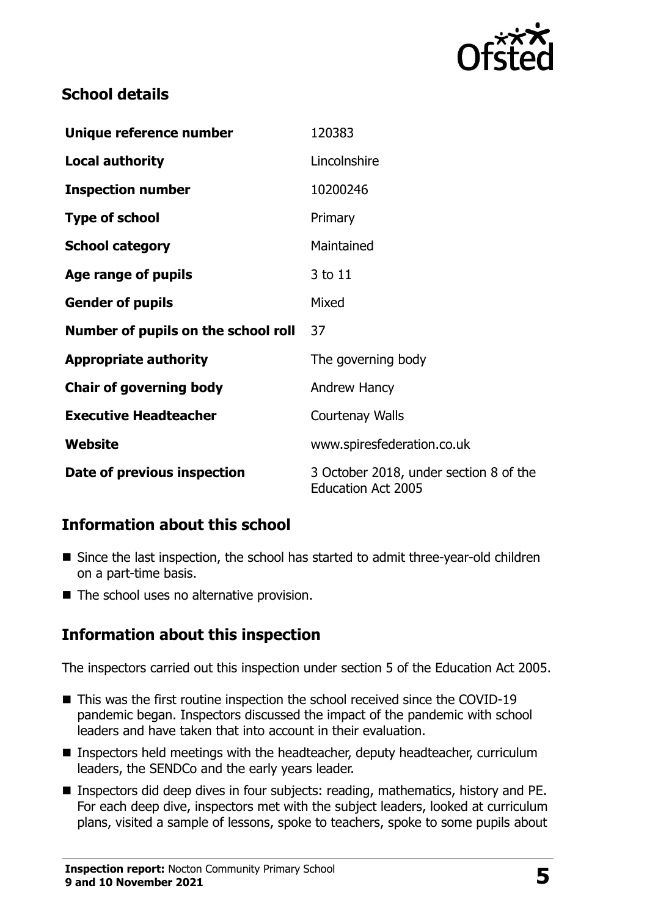## School details

| | |
|---|---|
| **Unique reference number** | 120383 |
| **Local authority** | Lincolnshire |
| **Inspection number** | 10200246 |
| **Type of school** | Primary |
| **School category** | Maintained |
| **Age range of pupils** | 3 to 11 |
| **Gender of pupils** | Mixed |
| **Number of pupils on the school roll** | 37 |
| **Appropriate authority** | The governing body |
| **Chair of governing body** | Andrew Hancy |
| **Executive Headteacher** | Courtenay Walls |
| **Website** | www.spiresfederation.co.uk |
| **Date of previous inspection** | 3 October 2018, under section 8 of the Education Act 2005 |

## Information about this school

- Since the last inspection, the school has started to admit three-year-old children on a part-time basis.
- The school uses no alternative provision.

## Information about this inspection

The inspectors carried out this inspection under section 5 of the Education Act 2005.

- This was the first routine inspection the school received since the COVID-19 pandemic began. Inspectors discussed the impact of the pandemic with school leaders and have taken that into account in their evaluation.
- Inspectors held meetings with the headteacher, deputy headteacher, curriculum leaders, the SENDCo and the early years leader.
- Inspectors did deep dives in four subjects: reading, mathematics, history and PE. For each deep dive, inspectors met with the subject leaders, looked at curriculum plans, visited a sample of lessons, spoke to teachers, spoke to some pupils about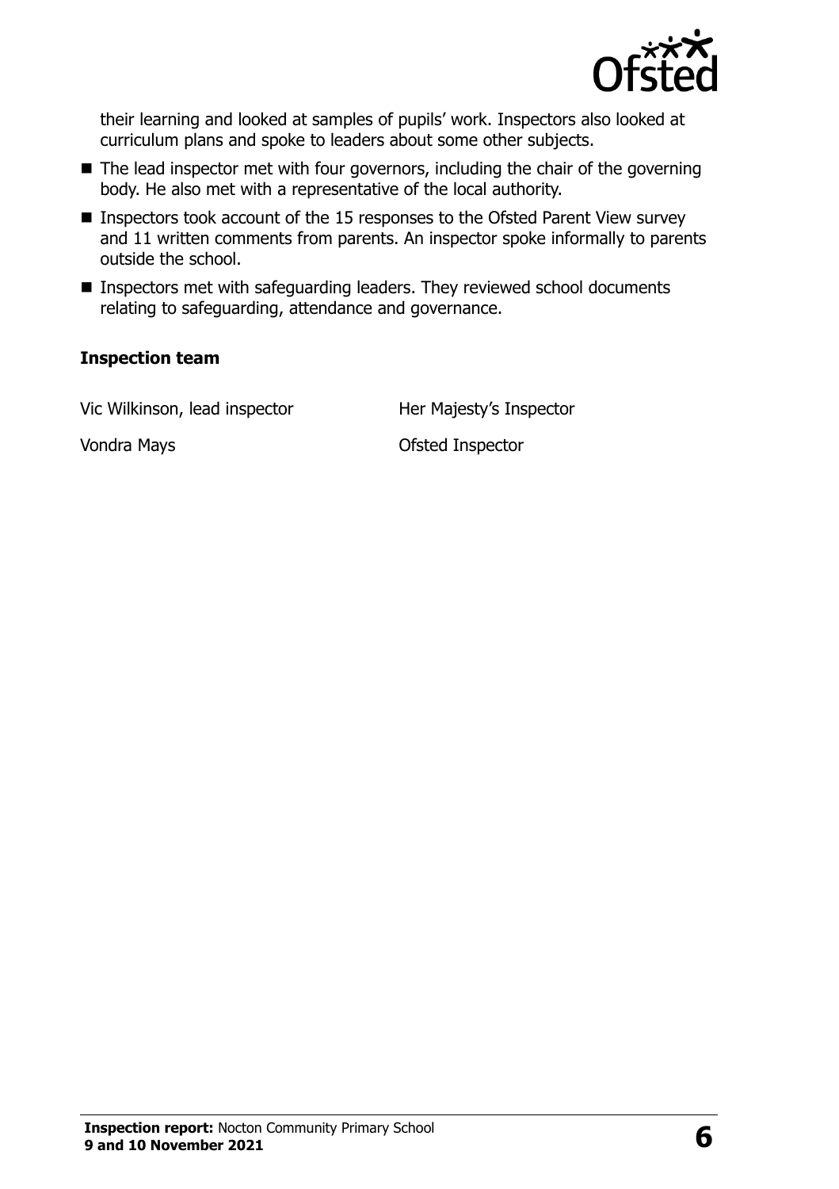their learning and looked at samples of pupils' work. Inspectors also looked at curriculum plans and spoke to leaders about some other subjects.

- The lead inspector met with four governors, including the chair of the governing body. He also met with a representative of the local authority.
- Inspectors took account of the 15 responses to the Ofsted Parent View survey and 11 written comments from parents. An inspector spoke informally to parents outside the school.
- Inspectors met with safeguarding leaders. They reviewed school documents relating to safeguarding, attendance and governance.

### Inspection team

| | |
|---|---|
| Vic Wilkinson, lead inspector | Her Majesty's Inspector |
| Vondra Mays | Ofsted Inspector |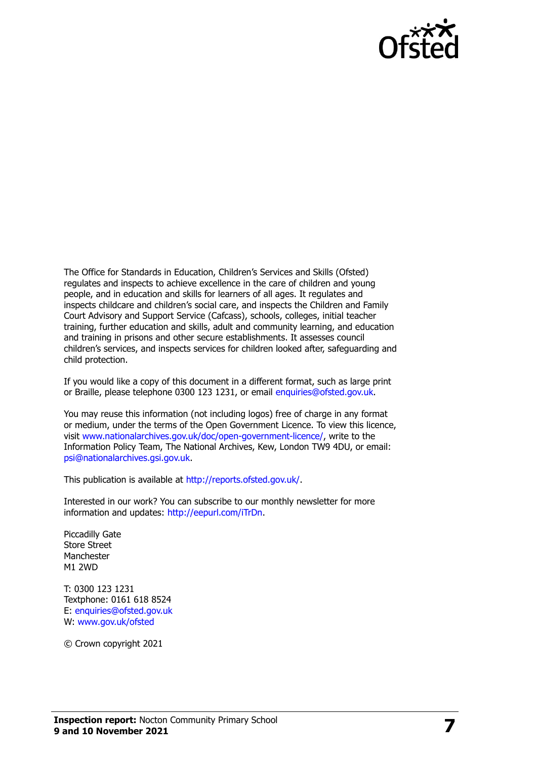The Office for Standards in Education, Children's Services and Skills (Ofsted) regulates and inspects to achieve excellence in the care of children and young people, and in education and skills for learners of all ages. It regulates and inspects childcare and children's social care, and inspects the Children and Family Court Advisory and Support Service (Cafcass), schools, colleges, initial teacher training, further education and skills, adult and community learning, and education and training in prisons and other secure establishments. It assesses council children's services, and inspects services for children looked after, safeguarding and child protection.

If you would like a copy of this document in a different format, such as large print or Braille, please telephone 0300 123 1231, or email enquiries@ofsted.gov.uk.

You may reuse this information (not including logos) free of charge in any format or medium, under the terms of the Open Government Licence. To view this licence, visit www.nationalarchives.gov.uk/doc/open-government-licence/, write to the Information Policy Team, The National Archives, Kew, London TW9 4DU, or email: psi@nationalarchives.gsi.gov.uk.

This publication is available at http://reports.ofsted.gov.uk/.

Interested in our work? You can subscribe to our monthly newsletter for more information and updates: http://eepurl.com/iTrDn.

Piccadilly Gate
Store Street
Manchester
M1 2WD

T: 0300 123 1231
Textphone: 0161 618 8524
E: enquiries@ofsted.gov.uk
W: www.gov.uk/ofsted

© Crown copyright 2021